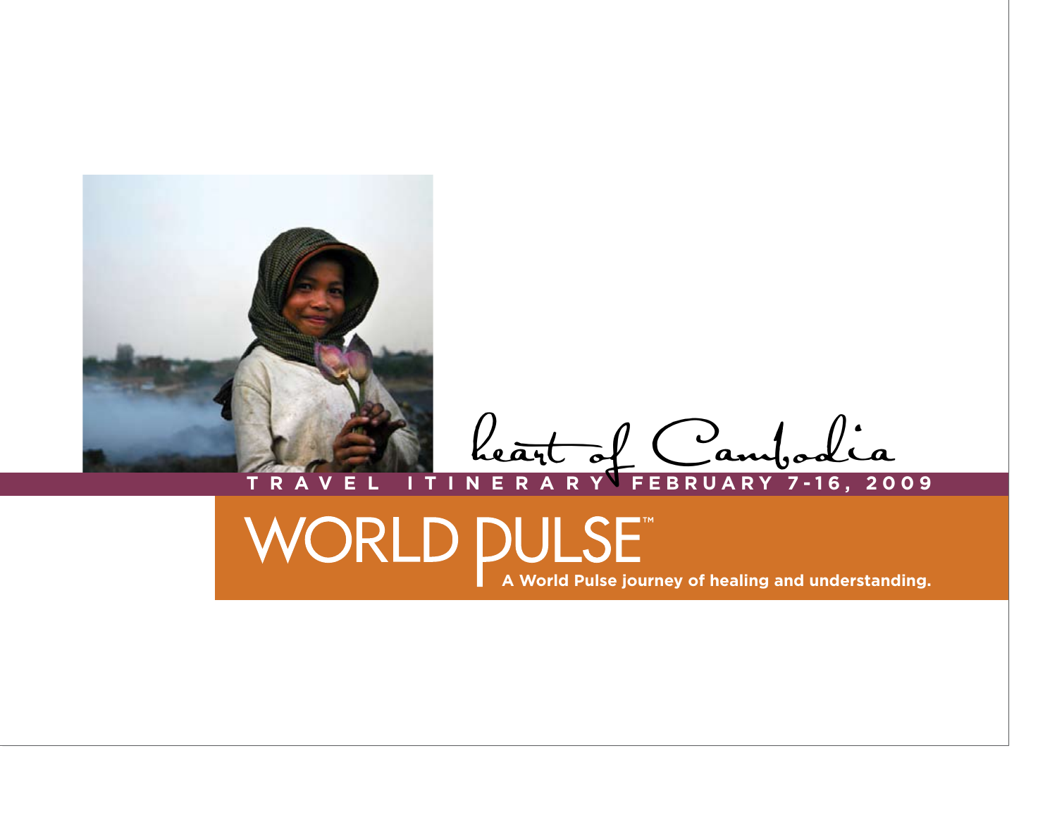# heart of Cambodia

**TRAVEL ITINERARY FEBRUARY 7-16, 2009**

WORLD PULSE™

**A World Pulse journey of healing and understanding.**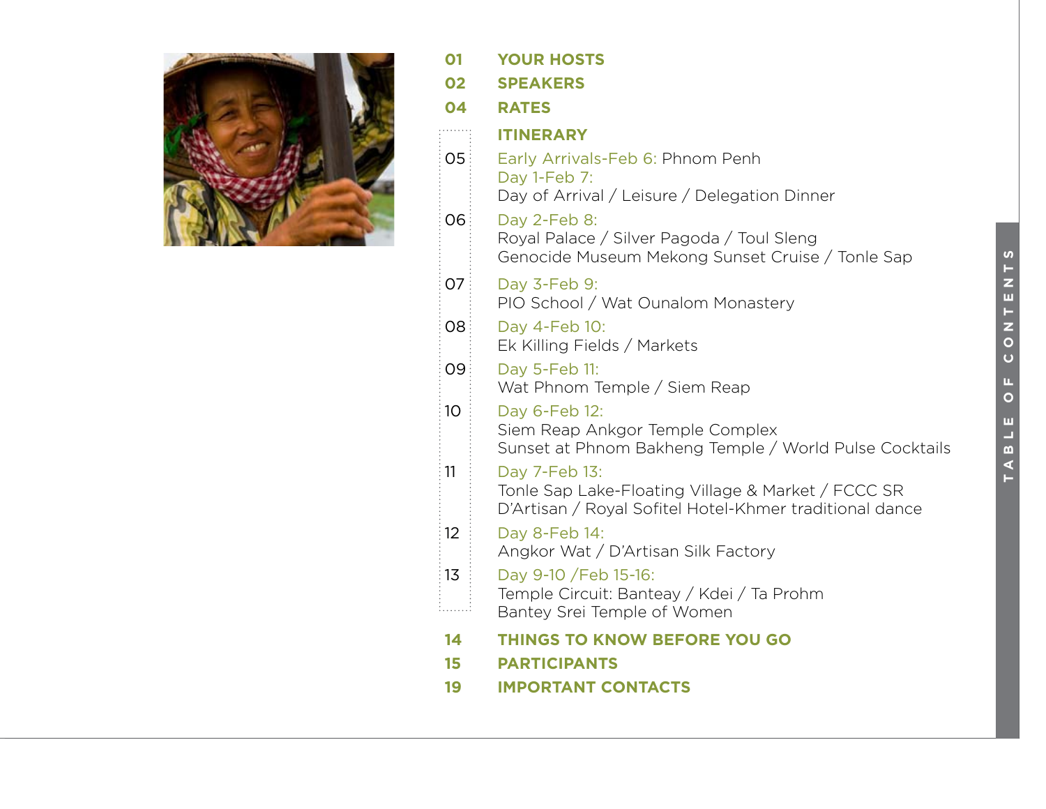# TABLE OF CONTENTS

**01** **YOUR HOSTS**

**02** **SPEAKERS**

**04** **RATES**

**ITINERARY**

05 Early Arrivals-Feb 6: Phnom Penh
Day 1-Feb 7:
Day of Arrival / Leisure / Delegation Dinner

06 Day 2-Feb 8:
Royal Palace / Silver Pagoda / Toul Sleng
Genocide Museum Mekong Sunset Cruise / Tonle Sap

07 Day 3-Feb 9:
PIO School / Wat Ounalom Monastery

08 Day 4-Feb 10:
Ek Killing Fields / Markets

09 Day 5-Feb 11:
Wat Phnom Temple / Siem Reap

10 Day 6-Feb 12:
Siem Reap Ankgor Temple Complex
Sunset at Phnom Bakheng Temple / World Pulse Cocktails

11 Day 7-Feb 13:
Tonle Sap Lake-Floating Village & Market / FCCC SR
D'Artisan / Royal Sofitel Hotel-Khmer traditional dance

12 Day 8-Feb 14:
Angkor Wat / D'Artisan Silk Factory

13 Day 9-10 /Feb 15-16:
Temple Circuit: Banteay / Kdei / Ta Prohm
Bantey Srei Temple of Women

**14** **THINGS TO KNOW BEFORE YOU GO**

**15** **PARTICIPANTS**

**19** **IMPORTANT CONTACTS**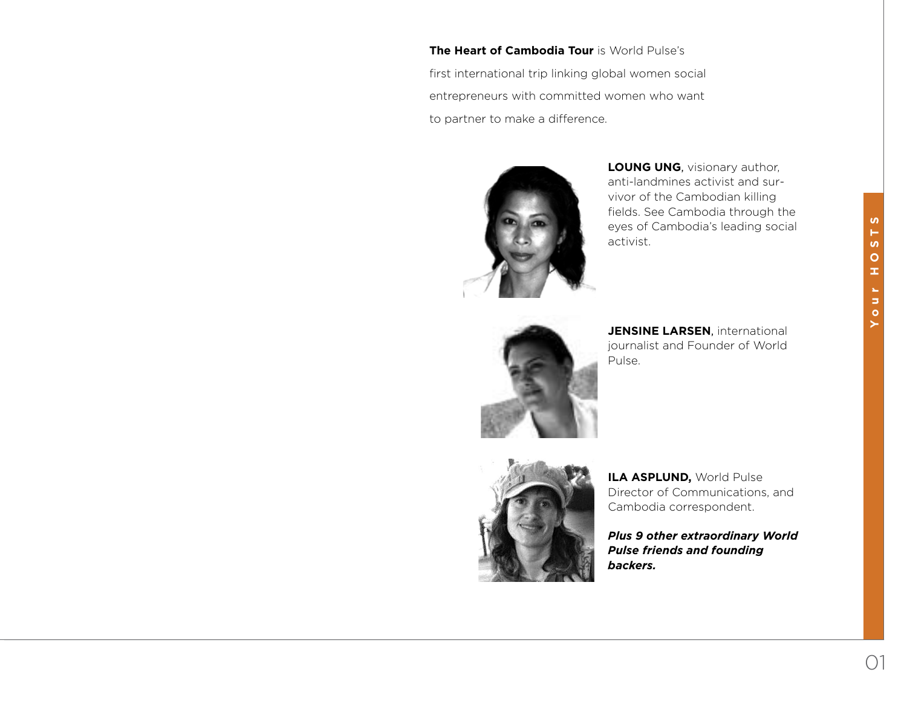## Your HOSTS

**The Heart of Cambodia Tour** is World Pulse's first international trip linking global women social entrepreneurs with committed women who want to partner to make a difference.

**LOUNG UNG**, visionary author, anti-landmines activist and survivor of the Cambodian killing fields. See Cambodia through the eyes of Cambodia's leading social activist.

**JENSINE LARSEN**, international journalist and Founder of World Pulse.

**ILA ASPLUND,** World Pulse Director of Communications, and Cambodia correspondent.

***Plus 9 other extraordinary World Pulse friends and founding backers.***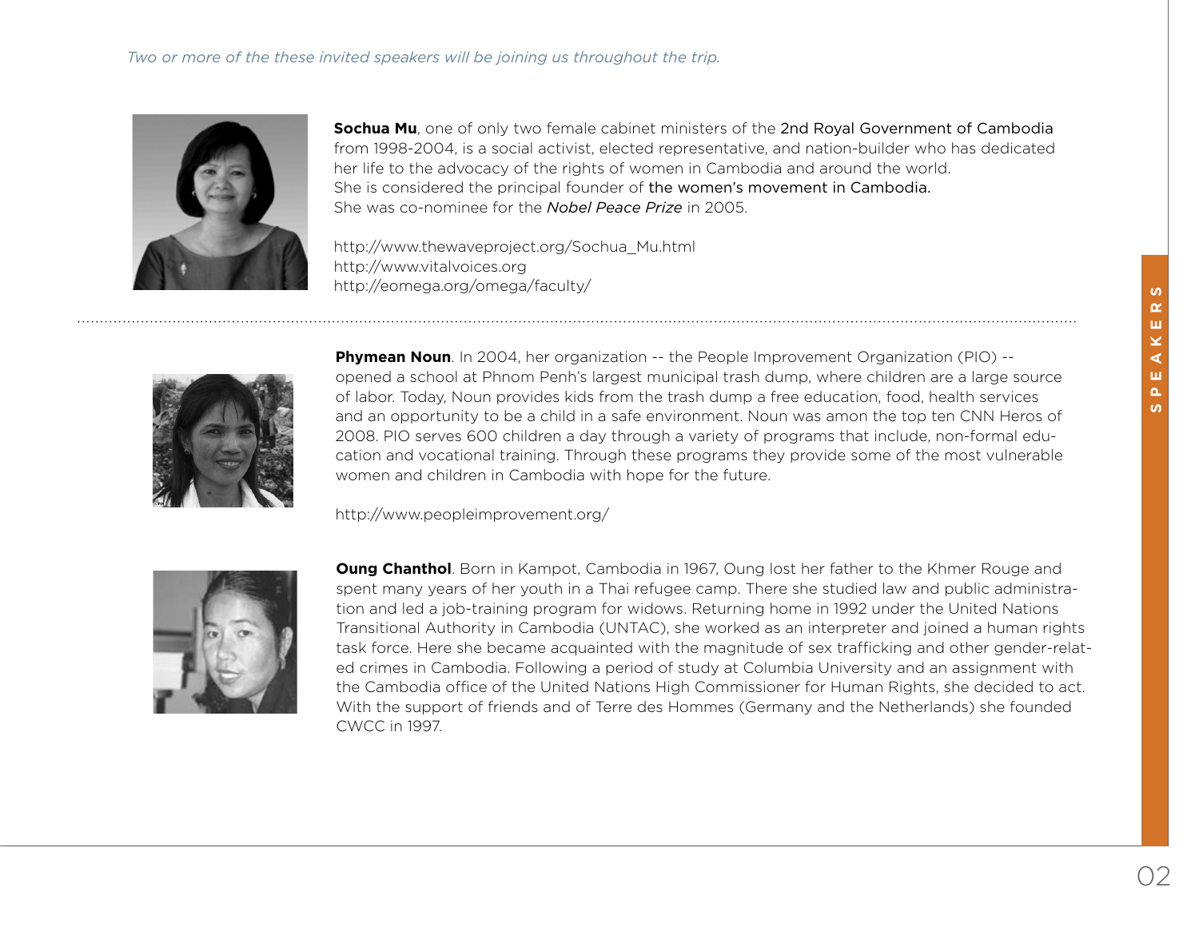*Two or more of the these invited speakers will be joining us throughout the trip.*

**Sochua Mu**, one of only two female cabinet ministers of the 2nd Royal Government of Cambodia from 1998-2004, is a social activist, elected representative, and nation-builder who has dedicated her life to the advocacy of the rights of women in Cambodia and around the world. She is considered the principal founder of the women's movement in Cambodia. She was co-nominee for the *Nobel Peace Prize* in 2005.

http://www.thewaveproject.org/Sochua_Mu.html
http://www.vitalvoices.org
http://eomega.org/omega/faculty/

---

**Phymean Noun**. In 2004, her organization -- the People Improvement Organization (PIO) -- opened a school at Phnom Penh's largest municipal trash dump, where children are a large source of labor. Today, Noun provides kids from the trash dump a free education, food, health services and an opportunity to be a child in a safe environment. Noun was amon the top ten CNN Heros of 2008. PIO serves 600 children a day through a variety of programs that include, non-formal education and vocational training. Through these programs they provide some of the most vulnerable women and children in Cambodia with hope for the future.

http://www.peopleimprovement.org/

**Oung Chanthol**. Born in Kampot, Cambodia in 1967, Oung lost her father to the Khmer Rouge and spent many years of her youth in a Thai refugee camp. There she studied law and public administration and led a job-training program for widows. Returning home in 1992 under the United Nations Transitional Authority in Cambodia (UNTAC), she worked as an interpreter and joined a human rights task force. Here she became acquainted with the magnitude of sex trafficking and other gender-related crimes in Cambodia. Following a period of study at Columbia University and an assignment with the Cambodia office of the United Nations High Commissioner for Human Rights, she decided to act. With the support of friends and of Terre des Hommes (Germany and the Netherlands) she founded CWCC in 1997.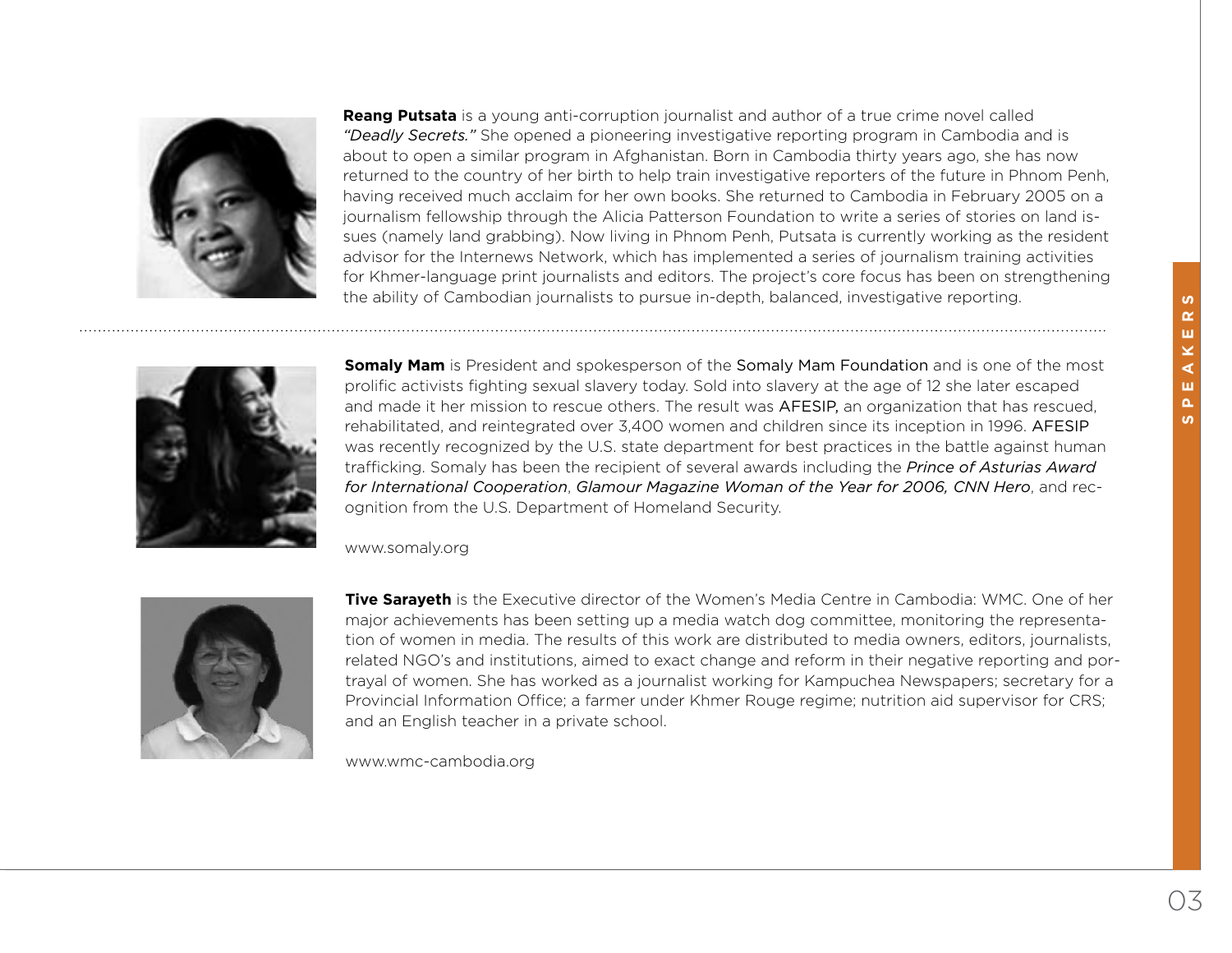**Reang Putsata** is a young anti-corruption journalist and author of a true crime novel called *"Deadly Secrets."* She opened a pioneering investigative reporting program in Cambodia and is about to open a similar program in Afghanistan. Born in Cambodia thirty years ago, she has now returned to the country of her birth to help train investigative reporters of the future in Phnom Penh, having received much acclaim for her own books. She returned to Cambodia in February 2005 on a journalism fellowship through the Alicia Patterson Foundation to write a series of stories on land issues (namely land grabbing). Now living in Phnom Penh, Putsata is currently working as the resident advisor for the Internews Network, which has implemented a series of journalism training activities for Khmer-language print journalists and editors. The project's core focus has been on strengthening the ability of Cambodian journalists to pursue in-depth, balanced, investigative reporting.

---

**Somaly Mam** is President and spokesperson of the Somaly Mam Foundation and is one of the most prolific activists fighting sexual slavery today. Sold into slavery at the age of 12 she later escaped and made it her mission to rescue others. The result was AFESIP, an organization that has rescued, rehabilitated, and reintegrated over 3,400 women and children since its inception in 1996. AFESIP was recently recognized by the U.S. state department for best practices in the battle against human trafficking. Somaly has been the recipient of several awards including the *Prince of Asturias Award for International Cooperation*, *Glamour Magazine Woman of the Year for 2006, CNN Hero*, and recognition from the U.S. Department of Homeland Security.

www.somaly.org

**Tive Sarayeth** is the Executive director of the Women's Media Centre in Cambodia: WMC. One of her major achievements has been setting up a media watch dog committee, monitoring the representation of women in media. The results of this work are distributed to media owners, editors, journalists, related NGO's and institutions, aimed to exact change and reform in their negative reporting and portrayal of women. She has worked as a journalist working for Kampuchea Newspapers; secretary for a Provincial Information Office; a farmer under Khmer Rouge regime; nutrition aid supervisor for CRS; and an English teacher in a private school.

www.wmc-cambodia.org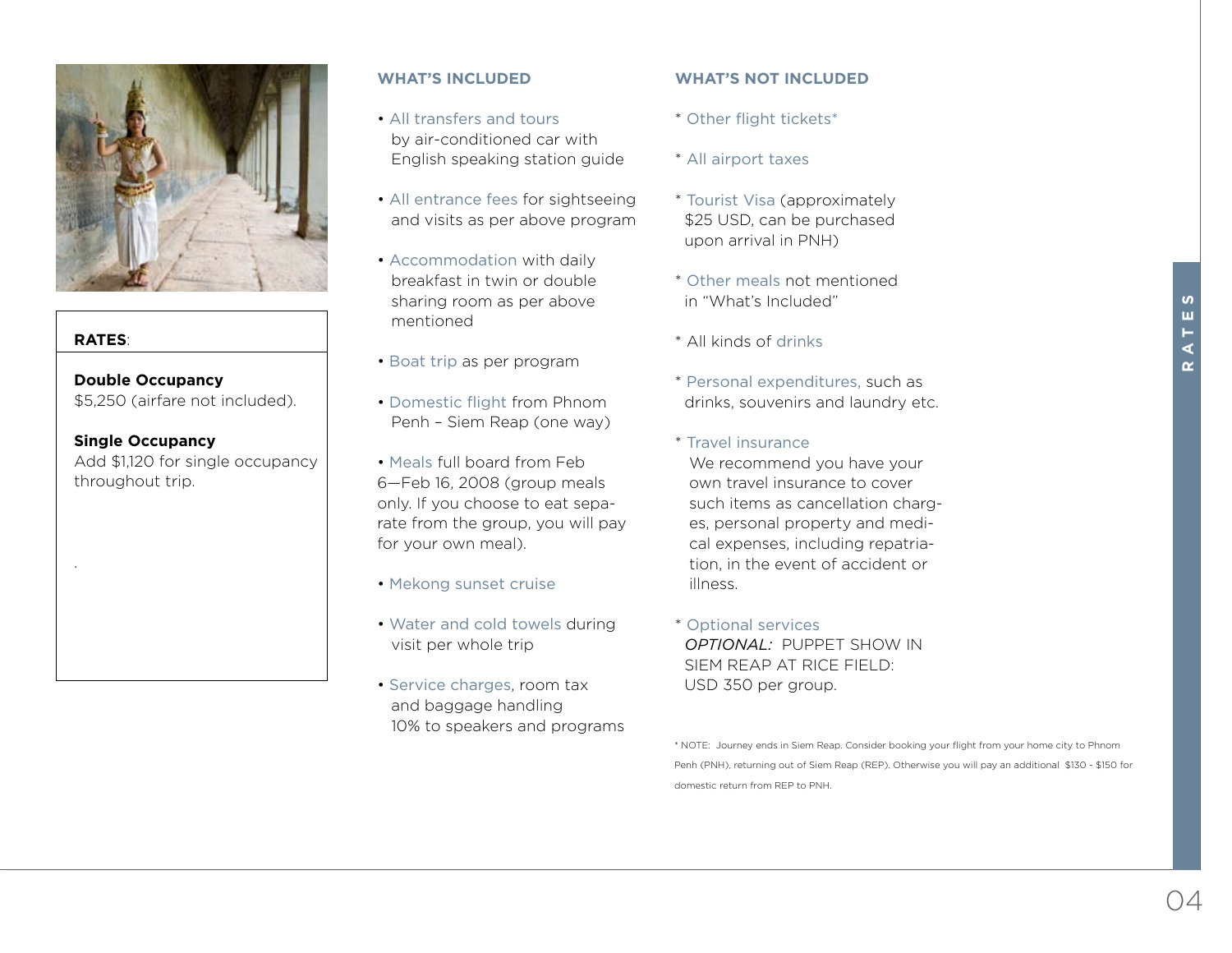**RATES**:

**Double Occupancy**
$5,250 (airfare not included).

**Single Occupancy**
Add $1,120 for single occupancy throughout trip.

.

## WHAT'S INCLUDED

- All transfers and tours by air-conditioned car with English speaking station guide
- All entrance fees for sightseeing and visits as per above program
- Accommodation with daily breakfast in twin or double sharing room as per above mentioned
- Boat trip as per program
- Domestic flight from Phnom Penh – Siem Reap (one way)
- Meals full board from Feb 6—Feb 16, 2008 (group meals only. If you choose to eat separate from the group, you will pay for your own meal).
- Mekong sunset cruise
- Water and cold towels during visit per whole trip
- Service charges, room tax and baggage handling 10% to speakers and programs

## WHAT'S NOT INCLUDED

* Other flight tickets*
* All airport taxes
* Tourist Visa (approximately $25 USD, can be purchased upon arrival in PNH)
* Other meals not mentioned in "What's Included"
* All kinds of drinks
* Personal expenditures, such as drinks, souvenirs and laundry etc.
* Travel insurance
  We recommend you have your own travel insurance to cover such items as cancellation charges, personal property and medical expenses, including repatriation, in the event of accident or illness.
* Optional services
  *OPTIONAL:* PUPPET SHOW IN SIEM REAP AT RICE FIELD: USD 350 per group.

* NOTE: Journey ends in Siem Reap. Consider booking your flight from your home city to Phnom Penh (PNH), returning out of Siem Reap (REP). Otherwise you will pay an additional $130 - $150 for domestic return from REP to PNH.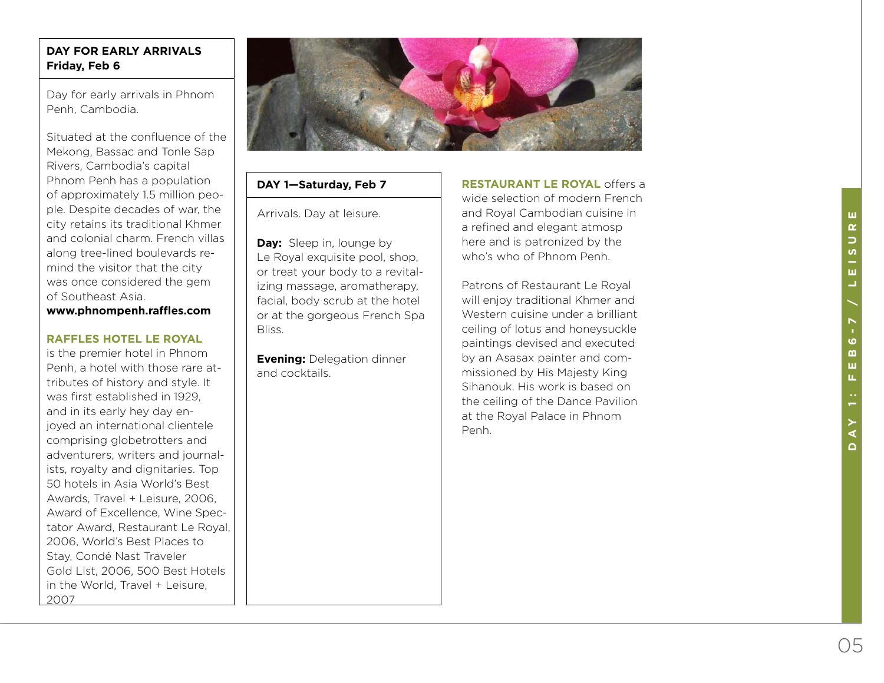**DAY FOR EARLY ARRIVALS**
**Friday, Feb 6**

Day for early arrivals in Phnom Penh, Cambodia.

Situated at the confluence of the Mekong, Bassac and Tonle Sap Rivers, Cambodia's capital Phnom Penh has a population of approximately 1.5 million people. Despite decades of war, the city retains its traditional Khmer and colonial charm. French villas along tree-lined boulevards remind the visitor that the city was once considered the gem of Southeast Asia.
**www.phnompenh.raffles.com**

**RAFFLES HOTEL LE ROYAL** is the premier hotel in Phnom Penh, a hotel with those rare attributes of history and style. It was first established in 1929, and in its early hey day enjoyed an international clientele comprising globetrotters and adventurers, writers and journalists, royalty and dignitaries. Top 50 hotels in Asia World's Best Awards, Travel + Leisure, 2006, Award of Excellence, Wine Spectator Award, Restaurant Le Royal, 2006, World's Best Places to Stay, Condé Nast Traveler Gold List, 2006, 500 Best Hotels in the World, Travel + Leisure, 2007

**DAY 1—Saturday, Feb 7**

Arrivals. Day at leisure.

**Day:** Sleep in, lounge by Le Royal exquisite pool, shop, or treat your body to a revitalizing massage, aromatherapy, facial, body scrub at the hotel or at the gorgeous French Spa Bliss.

**Evening:** Delegation dinner and cocktails.

**RESTAURANT LE ROYAL** offers a wide selection of modern French and Royal Cambodian cuisine in a refined and elegant atmosp here and is patronized by the who's who of Phnom Penh.

Patrons of Restaurant Le Royal will enjoy traditional Khmer and Western cuisine under a brilliant ceiling of lotus and honeysuckle paintings devised and executed by an Asasax painter and commissioned by His Majesty King Sihanouk. His work is based on the ceiling of the Dance Pavilion at the Royal Palace in Phnom Penh.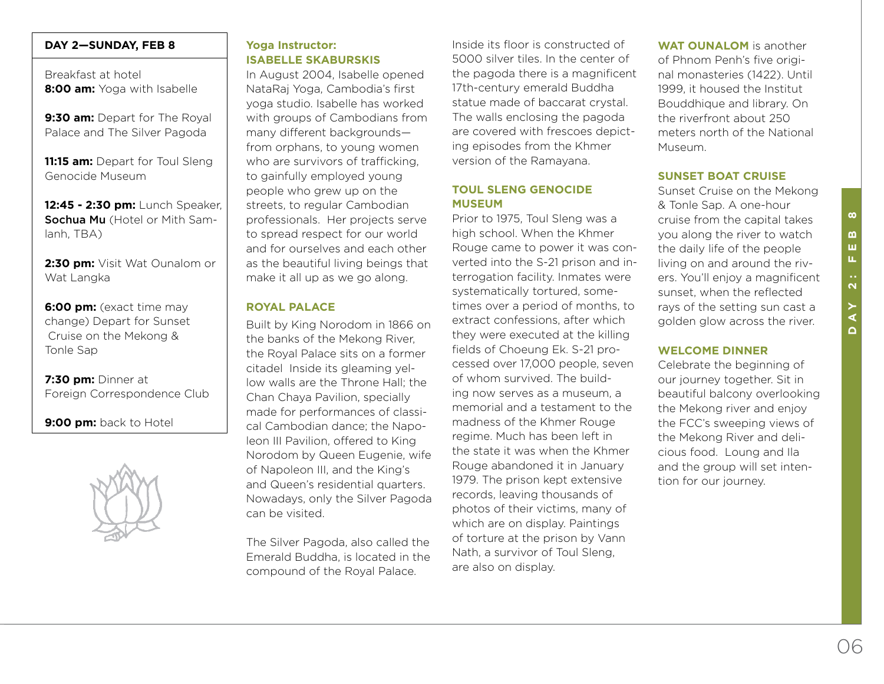## DAY 2—SUNDAY, FEB 8

Breakfast at hotel
**8:00 am:** Yoga with Isabelle

**9:30 am:** Depart for The Royal Palace and The Silver Pagoda

**11:15 am:** Depart for Toul Sleng Genocide Museum

**12:45 - 2:30 pm:** Lunch Speaker, **Sochua Mu** (Hotel or Mith Samlanh, TBA)

**2:30 pm:** Visit Wat Ounalom or Wat Langka

**6:00 pm:** (exact time may change) Depart for Sunset Cruise on the Mekong & Tonle Sap

**7:30 pm:** Dinner at Foreign Correspondence Club

**9:00 pm:** back to Hotel

### Yoga Instructor: ISABELLE SKABURSKIS

In August 2004, Isabelle opened NataRaj Yoga, Cambodia's first yoga studio. Isabelle has worked with groups of Cambodians from many different backgrounds—from orphans, to young women who are survivors of trafficking, to gainfully employed young people who grew up on the streets, to regular Cambodian professionals. Her projects serve to spread respect for our world and for ourselves and each other as the beautiful living beings that make it all up as we go along.

### ROYAL PALACE

Built by King Norodom in 1866 on the banks of the Mekong River, the Royal Palace sits on a former citadel Inside its gleaming yellow walls are the Throne Hall; the Chan Chaya Pavilion, specially made for performances of classical Cambodian dance; the Napoleon III Pavilion, offered to King Norodom by Queen Eugenie, wife of Napoleon III, and the King's and Queen's residential quarters. Nowadays, only the Silver Pagoda can be visited.

The Silver Pagoda, also called the Emerald Buddha, is located in the compound of the Royal Palace. Inside its floor is constructed of 5000 silver tiles. In the center of the pagoda there is a magnificent 17th-century emerald Buddha statue made of baccarat crystal. The walls enclosing the pagoda are covered with frescoes depicting episodes from the Khmer version of the Ramayana.

### TOUL SLENG GENOCIDE MUSEUM

Prior to 1975, Toul Sleng was a high school. When the Khmer Rouge came to power it was converted into the S-21 prison and interrogation facility. Inmates were systematically tortured, sometimes over a period of months, to extract confessions, after which they were executed at the killing fields of Choeung Ek. S-21 processed over 17,000 people, seven of whom survived. The building now serves as a museum, a memorial and a testament to the madness of the Khmer Rouge regime. Much has been left in the state it was when the Khmer Rouge abandoned it in January 1979. The prison kept extensive records, leaving thousands of photos of their victims, many of which are on display. Paintings of torture at the prison by Vann Nath, a survivor of Toul Sleng, are also on display.

**WAT OUNALOM** is another of Phnom Penh's five original monasteries (1422). Until 1999, it housed the Institut Bouddhique and library. On the riverfront about 250 meters north of the National Museum.

### SUNSET BOAT CRUISE

Sunset Cruise on the Mekong & Tonle Sap. A one-hour cruise from the capital takes you along the river to watch the daily life of the people living on and around the rivers. You'll enjoy a magnificent sunset, when the reflected rays of the setting sun cast a golden glow across the river.

### WELCOME DINNER

Celebrate the beginning of our journey together. Sit in beautiful balcony overlooking the Mekong river and enjoy the FCC's sweeping views of the Mekong River and delicious food. Loung and Ila and the group will set intention for our journey.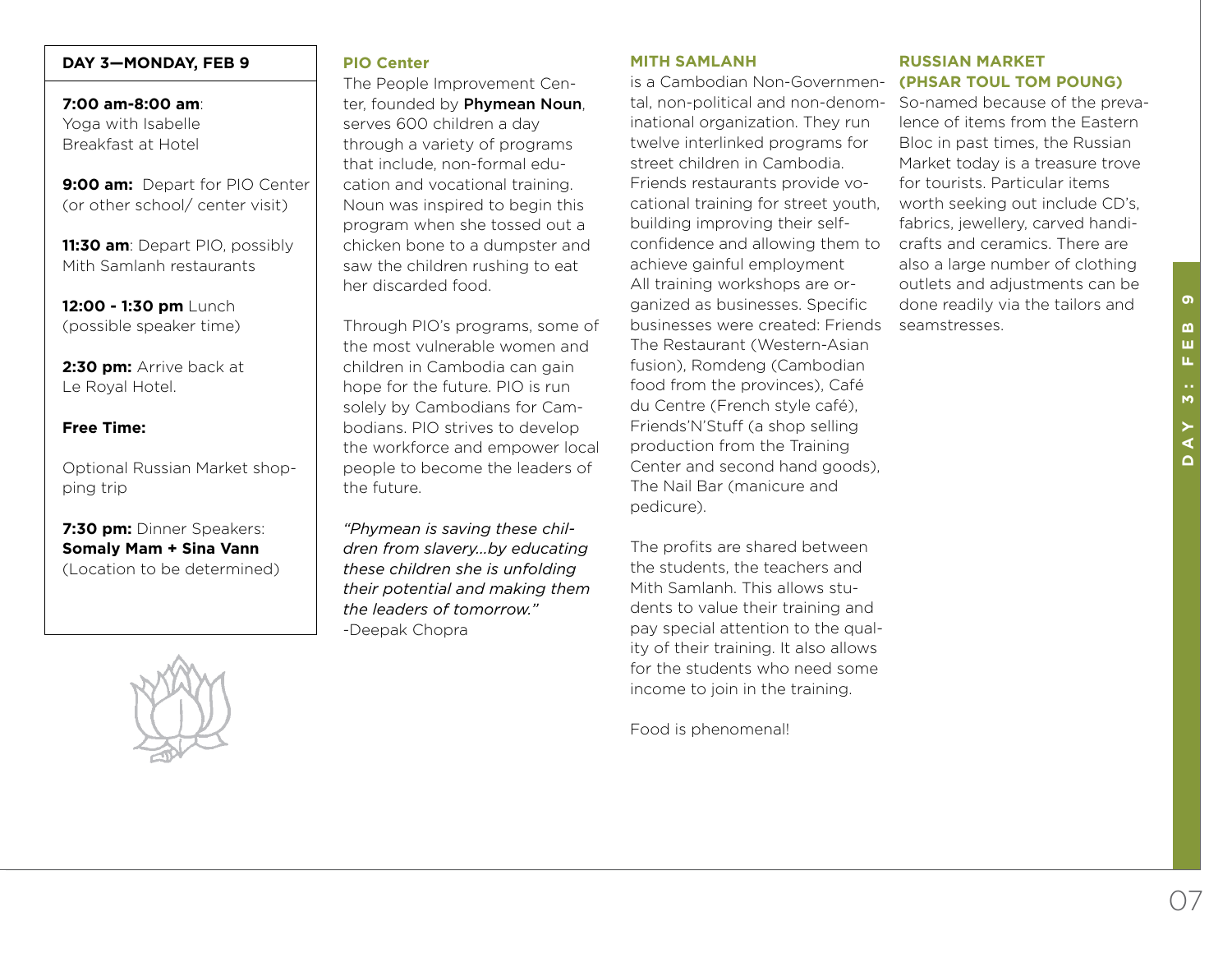## DAY 3—MONDAY, FEB 9

**7:00 am-8:00 am**:
Yoga with Isabelle
Breakfast at Hotel

**9:00 am:** Depart for PIO Center (or other school/ center visit)

**11:30 am**: Depart PIO, possibly Mith Samlanh restaurants

**12:00 - 1:30 pm** Lunch (possible speaker time)

**2:30 pm:** Arrive back at Le Royal Hotel.

**Free Time:**

Optional Russian Market shopping trip

**7:30 pm:** Dinner Speakers: **Somaly Mam + Sina Vann** (Location to be determined)

### PIO Center

The People Improvement Center, founded by **Phymean Noun**, serves 600 children a day through a variety of programs that include, non-formal education and vocational training. Noun was inspired to begin this program when she tossed out a chicken bone to a dumpster and saw the children rushing to eat her discarded food.

Through PIO's programs, some of the most vulnerable women and children in Cambodia can gain hope for the future. PIO is run solely by Cambodians for Cambodians. PIO strives to develop the workforce and empower local people to become the leaders of the future.

*"Phymean is saving these children from slavery...by educating these children she is unfolding their potential and making them the leaders of tomorrow."*
-Deepak Chopra

### MITH SAMLANH

is a Cambodian Non-Governmental, non-political and non-denominational organization. They run twelve interlinked programs for street children in Cambodia. Friends restaurants provide vocational training for street youth, building improving their self-confidence and allowing them to achieve gainful employment
All training workshops are organized as businesses. Specific businesses were created: Friends The Restaurant (Western-Asian fusion), Romdeng (Cambodian food from the provinces), Café du Centre (French style café), Friends'N'Stuff (a shop selling production from the Training Center and second hand goods), The Nail Bar (manicure and pedicure).

The profits are shared between the students, the teachers and Mith Samlanh. This allows students to value their training and pay special attention to the quality of their training. It also allows for the students who need some income to join in the training.

Food is phenomenal!

### RUSSIAN MARKET (PHSAR TOUL TOM POUNG)

So-named because of the prevalence of items from the Eastern Bloc in past times, the Russian Market today is a treasure trove for tourists. Particular items worth seeking out include CD's, fabrics, jewellery, carved handicrafts and ceramics. There are also a large number of clothing outlets and adjustments can be done readily via the tailors and seamstresses.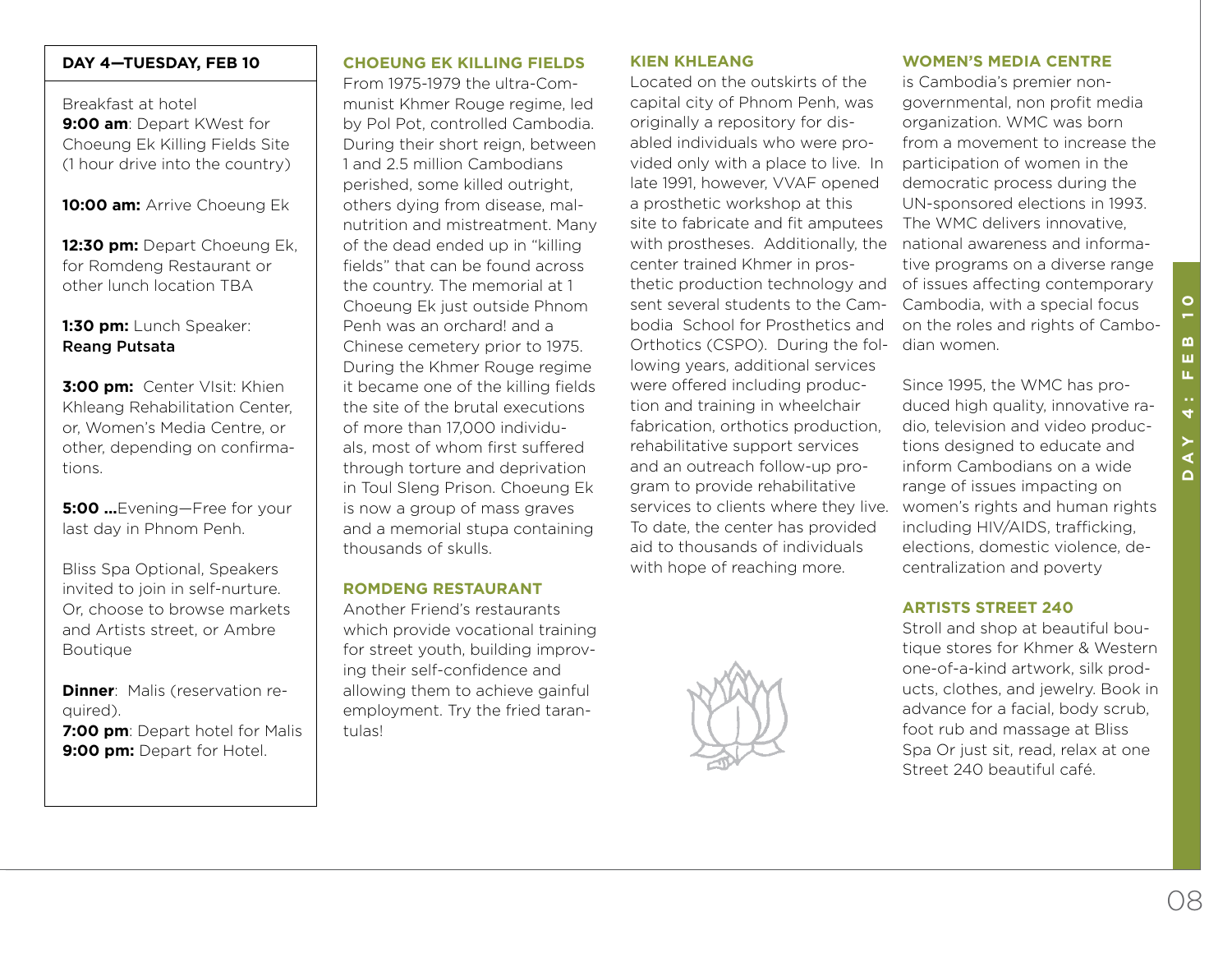## DAY 4—TUESDAY, FEB 10

Breakfast at hotel
**9:00 am**: Depart KWest for Choeung Ek Killing Fields Site (1 hour drive into the country)

**10:00 am:** Arrive Choeung Ek

**12:30 pm:** Depart Choeung Ek, for Romdeng Restaurant or other lunch location TBA

**1:30 pm:** Lunch Speaker: **Reang Putsata**

**3:00 pm:** Center VIsit: Khien Khleang Rehabilitation Center, or, Women's Media Centre, or other, depending on confirmations.

**5:00 ...**Evening—Free for your last day in Phnom Penh.

Bliss Spa Optional, Speakers invited to join in self-nurture. Or, choose to browse markets and Artists street, or Ambre Boutique

**Dinner**: Malis (reservation required).
**7:00 pm**: Depart hotel for Malis
**9:00 pm:** Depart for Hotel.

### CHOEUNG EK KILLING FIELDS

From 1975-1979 the ultra-Communist Khmer Rouge regime, led by Pol Pot, controlled Cambodia. During their short reign, between 1 and 2.5 million Cambodians perished, some killed outright, others dying from disease, malnutrition and mistreatment. Many of the dead ended up in "killing fields" that can be found across the country. The memorial at 1 Choeung Ek just outside Phnom Penh was an orchard! and a Chinese cemetery prior to 1975. During the Khmer Rouge regime it became one of the killing fields the site of the brutal executions of more than 17,000 individuals, most of whom first suffered through torture and deprivation in Toul Sleng Prison. Choeung Ek is now a group of mass graves and a memorial stupa containing thousands of skulls.

### ROMDENG RESTAURANT

Another Friend's restaurants which provide vocational training for street youth, building improving their self-confidence and allowing them to achieve gainful employment. Try the fried tarantulas!

### KIEN KHLEANG

Located on the outskirts of the capital city of Phnom Penh, was originally a repository for disabled individuals who were provided only with a place to live. In late 1991, however, VVAF opened a prosthetic workshop at this site to fabricate and fit amputees with prostheses. Additionally, the center trained Khmer in prosthetic production technology and sent several students to the Cambodia School for Prosthetics and Orthotics (CSPO). During the following years, additional services were offered including production and training in wheelchair fabrication, orthotics production, rehabilitative support services and an outreach follow-up program to provide rehabilitative services to clients where they live. To date, the center has provided aid to thousands of individuals with hope of reaching more.

### WOMEN'S MEDIA CENTRE

is Cambodia's premier non-governmental, non profit media organization. WMC was born from a movement to increase the participation of women in the democratic process during the UN-sponsored elections in 1993. The WMC delivers innovative, national awareness and informative programs on a diverse range of issues affecting contemporary Cambodia, with a special focus on the roles and rights of Cambodian women.

Since 1995, the WMC has produced high quality, innovative radio, television and video productions designed to educate and inform Cambodians on a wide range of issues impacting on women's rights and human rights including HIV/AIDS, trafficking, elections, domestic violence, decentralization and poverty

### ARTISTS STREET 240

Stroll and shop at beautiful boutique stores for Khmer & Western one-of-a-kind artwork, silk products, clothes, and jewelry. Book in advance for a facial, body scrub, foot rub and massage at Bliss Spa Or just sit, read, relax at one Street 240 beautiful café.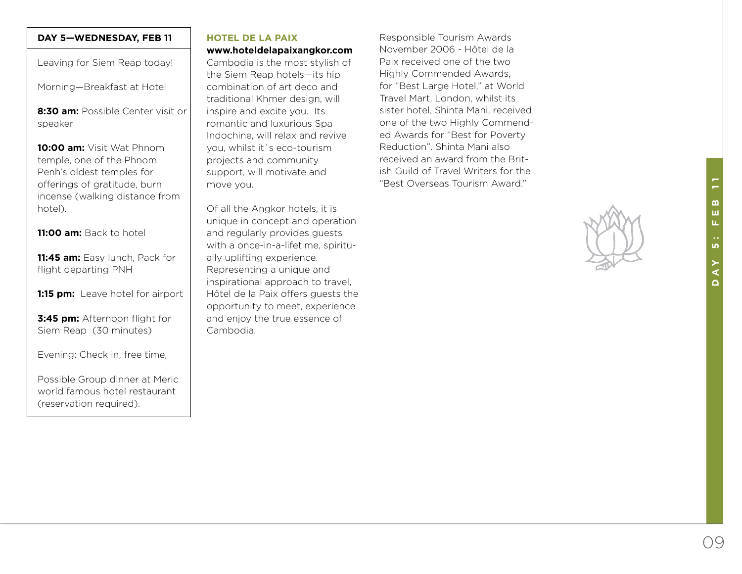## DAY 5—WEDNESDAY, FEB 11

Leaving for Siem Reap today!

Morning—Breakfast at Hotel

**8:30 am:** Possible Center visit or speaker

**10:00 am:** Visit Wat Phnom temple, one of the Phnom Penh's oldest temples for offerings of gratitude, burn incense (walking distance from hotel).

**11:00 am:** Back to hotel

**11:45 am:** Easy lunch, Pack for flight departing PNH

**1:15 pm:** Leave hotel for airport

**3:45 pm:** Afternoon flight for Siem Reap (30 minutes)

Evening: Check in, free time,

Possible Group dinner at Meric world famous hotel restaurant (reservation required).

### HOTEL DE LA PAIX

**www.hoteldelapaixangkor.com**

Cambodia is the most stylish of the Siem Reap hotels—its hip combination of art deco and traditional Khmer design, will inspire and excite you. Its romantic and luxurious Spa Indochine, will relax and revive you, whilst it´s eco-tourism projects and community support, will motivate and move you.

Of all the Angkor hotels, it is unique in concept and operation and regularly provides guests with a once-in-a-lifetime, spiritually uplifting experience. Representing a unique and inspirational approach to travel, Hôtel de la Paix offers guests the opportunity to meet, experience and enjoy the true essence of Cambodia.

Responsible Tourism Awards November 2006 - Hôtel de la Paix received one of the two Highly Commended Awards, for "Best Large Hotel," at World Travel Mart, London, whilst its sister hotel, Shinta Mani, received one of the two Highly Commended Awards for "Best for Poverty Reduction". Shinta Mani also received an award from the British Guild of Travel Writers for the "Best Overseas Tourism Award."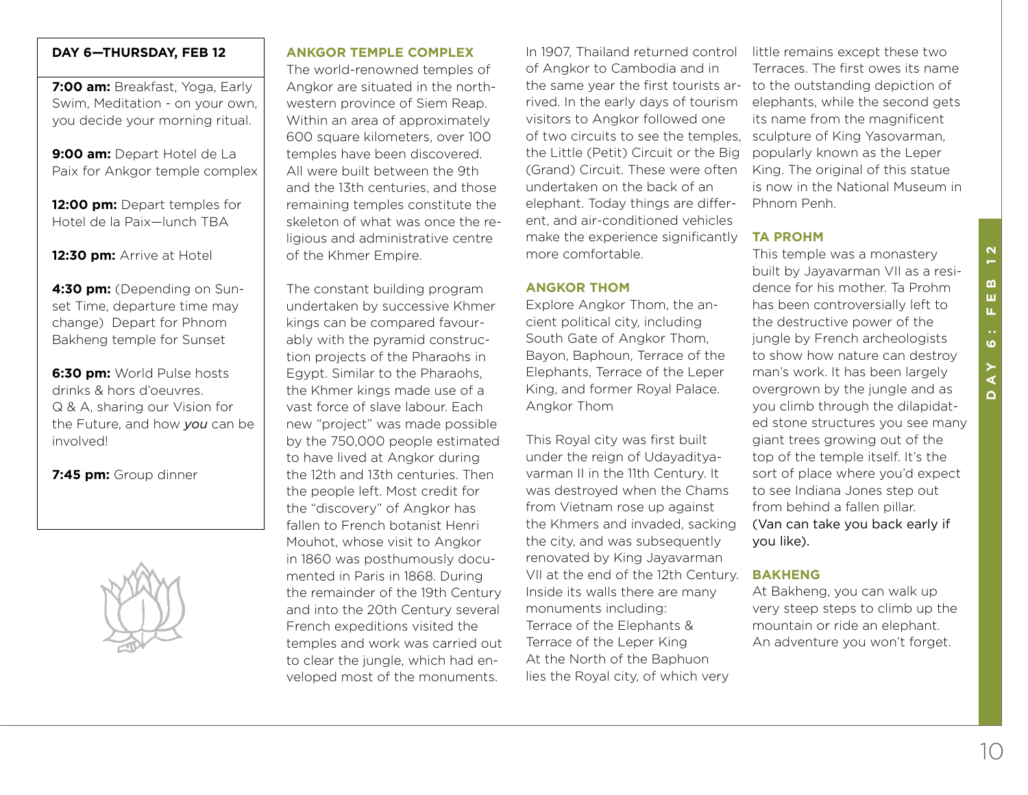## DAY 6—THURSDAY, FEB 12

**7:00 am:** Breakfast, Yoga, Early Swim, Meditation - on your own, you decide your morning ritual.

**9:00 am:** Depart Hotel de La Paix for Ankgor temple complex

**12:00 pm:** Depart temples for Hotel de la Paix—lunch TBA

**12:30 pm:** Arrive at Hotel

**4:30 pm:** (Depending on Sunset Time, departure time may change) Depart for Phnom Bakheng temple for Sunset

**6:30 pm:** World Pulse hosts drinks & hors d'oeuvres. Q & A, sharing our Vision for the Future, and how *you* can be involved!

**7:45 pm:** Group dinner

### ANKGOR TEMPLE COMPLEX

The world-renowned temples of Angkor are situated in the northwestern province of Siem Reap. Within an area of approximately 600 square kilometers, over 100 temples have been discovered. All were built between the 9th and the 13th centuries, and those remaining temples constitute the skeleton of what was once the religious and administrative centre of the Khmer Empire.

The constant building program undertaken by successive Khmer kings can be compared favourably with the pyramid construction projects of the Pharaohs in Egypt. Similar to the Pharaohs, the Khmer kings made use of a vast force of slave labour. Each new "project" was made possible by the 750,000 people estimated to have lived at Angkor during the 12th and 13th centuries. Then the people left. Most credit for the "discovery" of Angkor has fallen to French botanist Henri Mouhot, whose visit to Angkor in 1860 was posthumously documented in Paris in 1868. During the remainder of the 19th Century and into the 20th Century several French expeditions visited the temples and work was carried out to clear the jungle, which had enveloped most of the monuments.

In 1907, Thailand returned control of Angkor to Cambodia and in the same year the first tourists arrived. In the early days of tourism visitors to Angkor followed one of two circuits to see the temples, the Little (Petit) Circuit or the Big (Grand) Circuit. These were often undertaken on the back of an elephant. Today things are different, and air-conditioned vehicles make the experience significantly more comfortable.

### ANGKOR THOM

Explore Angkor Thom, the ancient political city, including South Gate of Angkor Thom, Bayon, Baphoun, Terrace of the Elephants, Terrace of the Leper King, and former Royal Palace. Angkor Thom

This Royal city was first built under the reign of Udayadityavarman II in the 11th Century. It was destroyed when the Chams from Vietnam rose up against the Khmers and invaded, sacking the city, and was subsequently renovated by King Jayavarman VII at the end of the 12th Century. Inside its walls there are many monuments including:
Terrace of the Elephants &
Terrace of the Leper King
At the North of the Baphuon lies the Royal city, of which very little remains except these two Terraces. The first owes its name to the outstanding depiction of elephants, while the second gets its name from the magnificent sculpture of King Yasovarman, popularly known as the Leper King. The original of this statue is now in the National Museum in Phnom Penh.

### TA PROHM

This temple was a monastery built by Jayavarman VII as a residence for his mother. Ta Prohm has been controversially left to the destructive power of the jungle by French archeologists to show how nature can destroy man's work. It has been largely overgrown by the jungle and as you climb through the dilapidated stone structures you see many giant trees growing out of the top of the temple itself. It's the sort of place where you'd expect to see Indiana Jones step out from behind a fallen pillar.
(Van can take you back early if you like).

### BAKHENG

At Bakheng, you can walk up very steep steps to climb up the mountain or ride an elephant. An adventure you won't forget.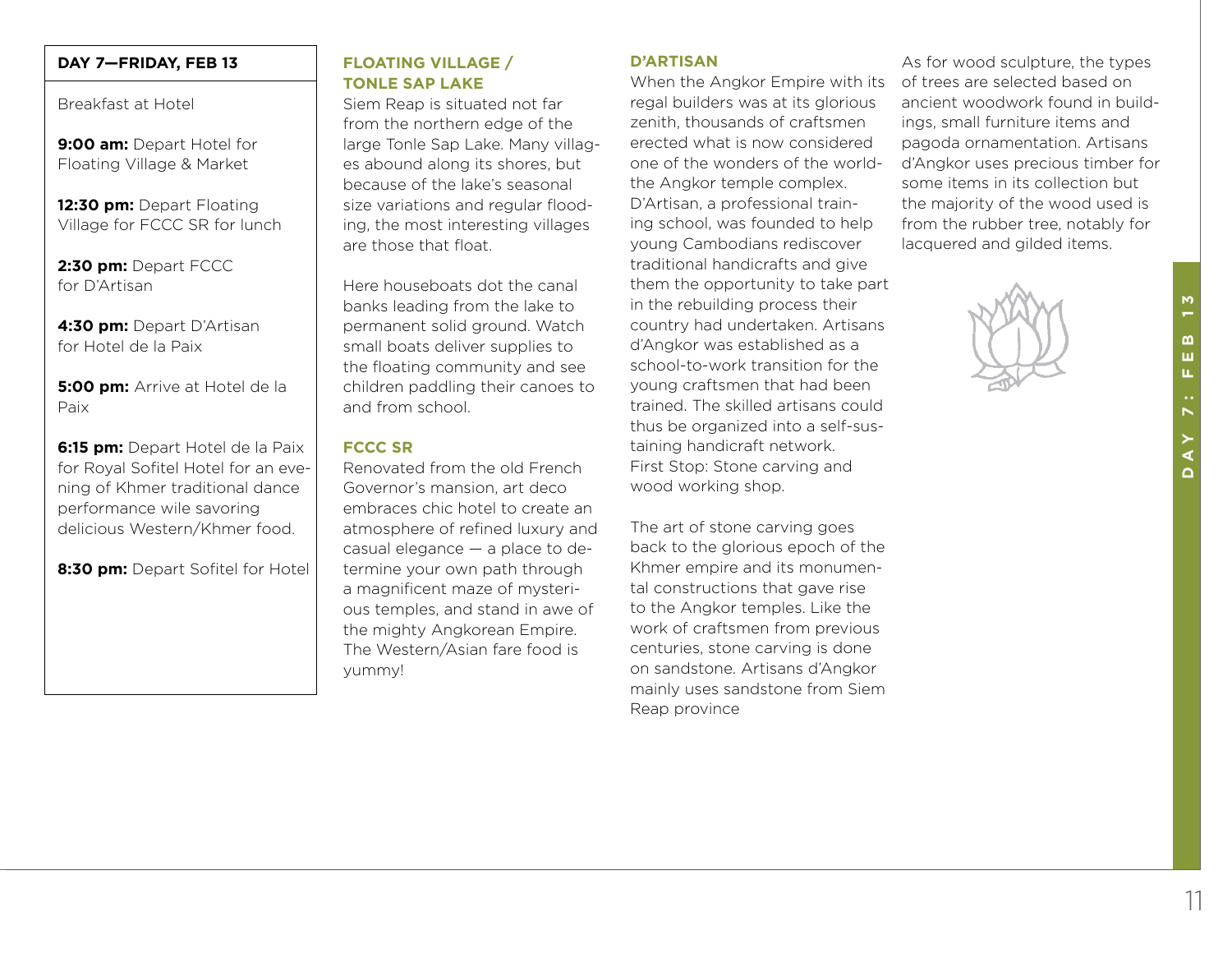## DAY 7—FRIDAY, FEB 13

Breakfast at Hotel

**9:00 am:** Depart Hotel for Floating Village & Market

**12:30 pm:** Depart Floating Village for FCCC SR for lunch

**2:30 pm:** Depart FCCC for D'Artisan

**4:30 pm:** Depart D'Artisan for Hotel de la Paix

**5:00 pm:** Arrive at Hotel de la Paix

**6:15 pm:** Depart Hotel de la Paix for Royal Sofitel Hotel for an evening of Khmer traditional dance performance wile savoring delicious Western/Khmer food.

**8:30 pm:** Depart Sofitel for Hotel

### FLOATING VILLAGE / TONLE SAP LAKE

Siem Reap is situated not far from the northern edge of the large Tonle Sap Lake. Many villages abound along its shores, but because of the lake's seasonal size variations and regular flooding, the most interesting villages are those that float.

Here houseboats dot the canal banks leading from the lake to permanent solid ground. Watch small boats deliver supplies to the floating community and see children paddling their canoes to and from school.

### FCCC SR

Renovated from the old French Governor's mansion, art deco embraces chic hotel to create an atmosphere of refined luxury and casual elegance — a place to determine your own path through a magnificent maze of mysterious temples, and stand in awe of the mighty Angkorean Empire. The Western/Asian fare food is yummy!

### D'ARTISAN

When the Angkor Empire with its regal builders was at its glorious zenith, thousands of craftsmen erected what is now considered one of the wonders of the world-the Angkor temple complex. D'Artisan, a professional training school, was founded to help young Cambodians rediscover traditional handicrafts and give them the opportunity to take part in the rebuilding process their country had undertaken. Artisans d'Angkor was established as a school-to-work transition for the young craftsmen that had been trained. The skilled artisans could thus be organized into a self-sustaining handicraft network.
First Stop: Stone carving and wood working shop.

The art of stone carving goes back to the glorious epoch of the Khmer empire and its monumental constructions that gave rise to the Angkor temples. Like the work of craftsmen from previous centuries, stone carving is done on sandstone. Artisans d'Angkor mainly uses sandstone from Siem Reap province

As for wood sculpture, the types of trees are selected based on ancient woodwork found in buildings, small furniture items and pagoda ornamentation. Artisans d'Angkor uses precious timber for some items in its collection but the majority of the wood used is from the rubber tree, notably for lacquered and gilded items.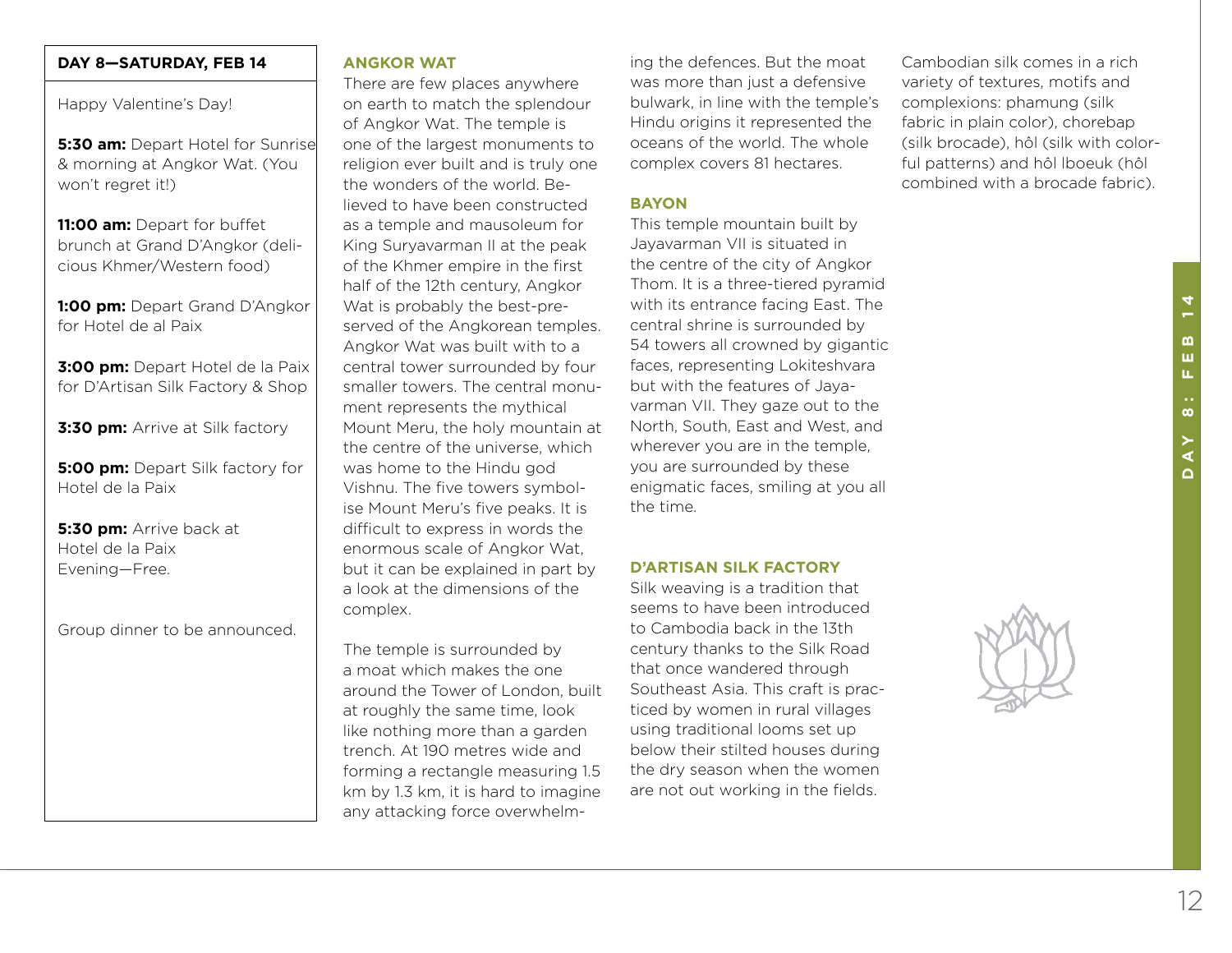## DAY 8—SATURDAY, FEB 14

Happy Valentine's Day!

**5:30 am:** Depart Hotel for Sunrise & morning at Angkor Wat. (You won't regret it!)

**11:00 am:** Depart for buffet brunch at Grand D'Angkor (delicious Khmer/Western food)

**1:00 pm:** Depart Grand D'Angkor for Hotel de al Paix

**3:00 pm:** Depart Hotel de la Paix for D'Artisan Silk Factory & Shop

**3:30 pm:** Arrive at Silk factory

**5:00 pm:** Depart Silk factory for Hotel de la Paix

**5:30 pm:** Arrive back at Hotel de la Paix
Evening—Free.

Group dinner to be announced.

### ANGKOR WAT

There are few places anywhere on earth to match the splendour of Angkor Wat. The temple is one of the largest monuments to religion ever built and is truly one the wonders of the world. Believed to have been constructed as a temple and mausoleum for King Suryavarman II at the peak of the Khmer empire in the first half of the 12th century, Angkor Wat is probably the best-preserved of the Angkorean temples. Angkor Wat was built with to a central tower surrounded by four smaller towers. The central monument represents the mythical Mount Meru, the holy mountain at the centre of the universe, which was home to the Hindu god Vishnu. The five towers symbolise Mount Meru's five peaks. It is difficult to express in words the enormous scale of Angkor Wat, but it can be explained in part by a look at the dimensions of the complex.

The temple is surrounded by a moat which makes the one around the Tower of London, built at roughly the same time, look like nothing more than a garden trench. At 190 metres wide and forming a rectangle measuring 1.5 km by 1.3 km, it is hard to imagine any attacking force overwhelming the defences. But the moat was more than just a defensive bulwark, in line with the temple's Hindu origins it represented the oceans of the world. The whole complex covers 81 hectares.

### BAYON

This temple mountain built by Jayavarman VII is situated in the centre of the city of Angkor Thom. It is a three-tiered pyramid with its entrance facing East. The central shrine is surrounded by 54 towers all crowned by gigantic faces, representing Lokiteshvara but with the features of Jayavarman VII. They gaze out to the North, South, East and West, and wherever you are in the temple, you are surrounded by these enigmatic faces, smiling at you all the time.

### D'ARTISAN SILK FACTORY

Silk weaving is a tradition that seems to have been introduced to Cambodia back in the 13th century thanks to the Silk Road that once wandered through Southeast Asia. This craft is practiced by women in rural villages using traditional looms set up below their stilted houses during the dry season when the women are not out working in the fields.

Cambodian silk comes in a rich variety of textures, motifs and complexions: phamung (silk fabric in plain color), chorebap (silk brocade), hôl (silk with colorful patterns) and hôl lboeuk (hôl combined with a brocade fabric).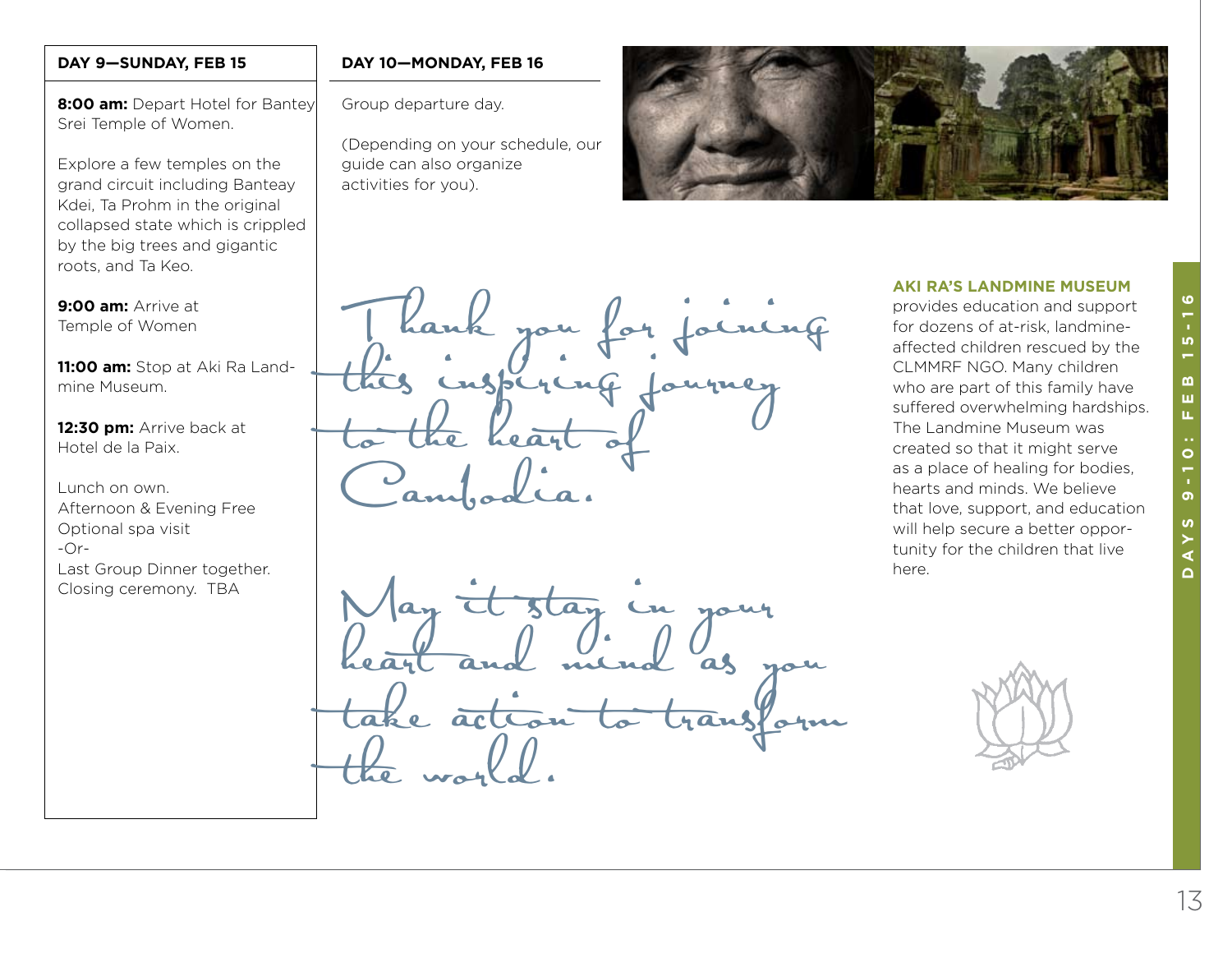## DAY 9—SUNDAY, FEB 15

**8:00 am:** Depart Hotel for Bantey Srei Temple of Women.

Explore a few temples on the grand circuit including Banteay Kdei, Ta Prohm in the original collapsed state which is crippled by the big trees and gigantic roots, and Ta Keo.

**9:00 am:** Arrive at Temple of Women

**11:00 am:** Stop at Aki Ra Landmine Museum.

**12:30 pm:** Arrive back at Hotel de la Paix.

Lunch on own.
Afternoon & Evening Free
Optional spa visit
-Or-
Last Group Dinner together.
Closing ceremony. TBA

## DAY 10—MONDAY, FEB 16

Group departure day.

(Depending on your schedule, our guide can also organize activities for you).

*Thank you for joining this inspiring journey to the heart of Cambodia.*

*May it stay in your heart and mind as you take action to transform the world.*

**AKI RA'S LANDMINE MUSEUM** provides education and support for dozens of at-risk, landmine-affected children rescued by the CLMMRF NGO. Many children who are part of this family have suffered overwhelming hardships. The Landmine Museum was created so that it might serve as a place of healing for bodies, hearts and minds. We believe that love, support, and education will help secure a better opportunity for the children that live here.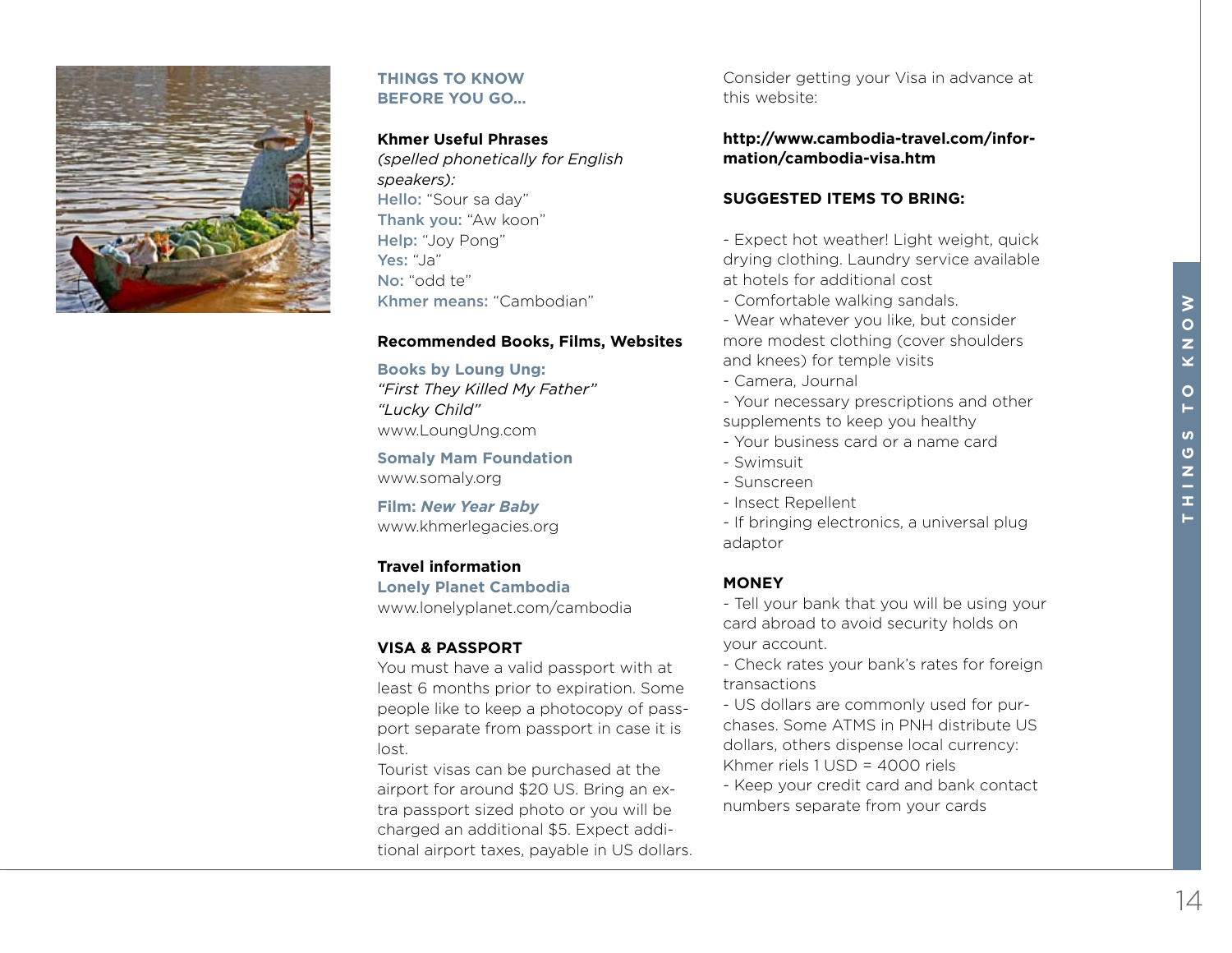## THINGS TO KNOW BEFORE YOU GO...

### Khmer Useful Phrases

*(spelled phonetically for English speakers):*

**Hello:** "Sour sa day"
**Thank you:** "Aw koon"
**Help:** "Joy Pong"
**Yes:** "Ja"
**No:** "odd te"
**Khmer means:** "Cambodian"

### Recommended Books, Films, Websites

**Books by Loung Ung:**
*"First They Killed My Father"*
*"Lucky Child"*
www.LoungUng.com

**Somaly Mam Foundation**
www.somaly.org

**Film:** ***New Year Baby***
www.khmerlegacies.org

### Travel information

**Lonely Planet Cambodia**
www.lonelyplanet.com/cambodia

### VISA & PASSPORT

You must have a valid passport with at least 6 months prior to expiration. Some people like to keep a photocopy of passport separate from passport in case it is lost.

Tourist visas can be purchased at the airport for around $20 US. Bring an extra passport sized photo or you will be charged an additional $5. Expect additional airport taxes, payable in US dollars.

Consider getting your Visa in advance at this website:

**http://www.cambodia-travel.com/information/cambodia-visa.htm**

### SUGGESTED ITEMS TO BRING:

- Expect hot weather! Light weight, quick drying clothing. Laundry service available at hotels for additional cost
- Comfortable walking sandals.
- Wear whatever you like, but consider more modest clothing (cover shoulders and knees) for temple visits
- Camera, Journal
- Your necessary prescriptions and other supplements to keep you healthy
- Your business card or a name card
- Swimsuit
- Sunscreen
- Insect Repellent
- If bringing electronics, a universal plug adaptor

### MONEY

- Tell your bank that you will be using your card abroad to avoid security holds on your account.
- Check rates your bank's rates for foreign transactions
- US dollars are commonly used for purchases. Some ATMS in PNH distribute US dollars, others dispense local currency: Khmer riels 1 USD = 4000 riels
- Keep your credit card and bank contact numbers separate from your cards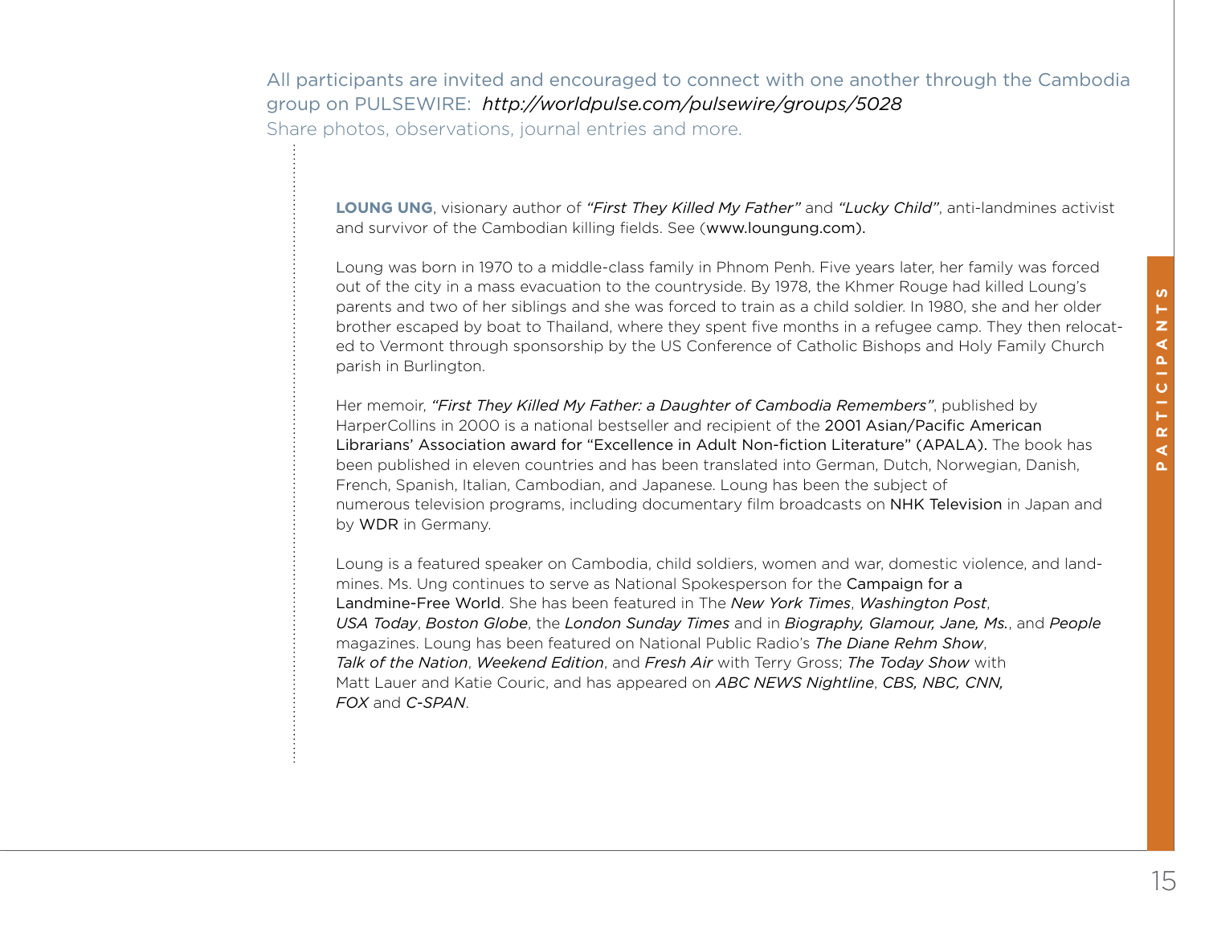All participants are invited and encouraged to connect with one another through the Cambodia group on PULSEWIRE: *http://worldpulse.com/pulsewire/groups/5028*
Share photos, observations, journal entries and more.

**LOUNG UNG**, visionary author of *"First They Killed My Father"* and *"Lucky Child"*, anti-landmines activist and survivor of the Cambodian killing fields. See (www.loungung.com).

Loung was born in 1970 to a middle-class family in Phnom Penh. Five years later, her family was forced out of the city in a mass evacuation to the countryside. By 1978, the Khmer Rouge had killed Loung's parents and two of her siblings and she was forced to train as a child soldier. In 1980, she and her older brother escaped by boat to Thailand, where they spent five months in a refugee camp. They then relocated to Vermont through sponsorship by the US Conference of Catholic Bishops and Holy Family Church parish in Burlington.

Her memoir, *"First They Killed My Father: a Daughter of Cambodia Remembers"*, published by HarperCollins in 2000 is a national bestseller and recipient of the 2001 Asian/Pacific American Librarians' Association award for "Excellence in Adult Non-fiction Literature" (APALA). The book has been published in eleven countries and has been translated into German, Dutch, Norwegian, Danish, French, Spanish, Italian, Cambodian, and Japanese. Loung has been the subject of numerous television programs, including documentary film broadcasts on NHK Television in Japan and by WDR in Germany.

Loung is a featured speaker on Cambodia, child soldiers, women and war, domestic violence, and landmines. Ms. Ung continues to serve as National Spokesperson for the Campaign for a Landmine-Free World. She has been featured in The *New York Times*, *Washington Post*, *USA Today*, *Boston Globe*, the *London Sunday Times* and in *Biography, Glamour, Jane, Ms.*, and *People* magazines. Loung has been featured on National Public Radio's *The Diane Rehm Show*, *Talk of the Nation*, *Weekend Edition*, and *Fresh Air* with Terry Gross; *The Today Show* with Matt Lauer and Katie Couric, and has appeared on *ABC NEWS Nightline*, *CBS, NBC, CNN, FOX* and *C-SPAN*.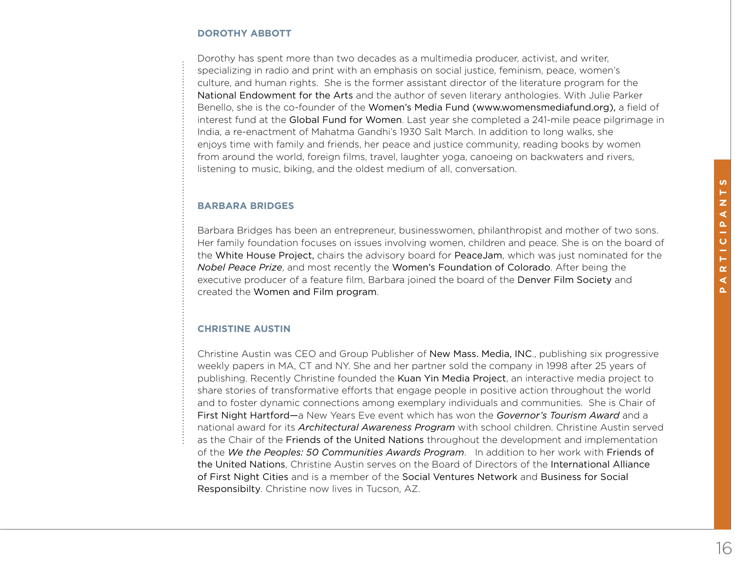### DOROTHY ABBOTT

Dorothy has spent more than two decades as a multimedia producer, activist, and writer, specializing in radio and print with an emphasis on social justice, feminism, peace, women's culture, and human rights. She is the former assistant director of the literature program for the National Endowment for the Arts and the author of seven literary anthologies. With Julie Parker Benello, she is the co-founder of the Women's Media Fund (www.womensmediafund.org), a field of interest fund at the Global Fund for Women. Last year she completed a 241-mile peace pilgrimage in India, a re-enactment of Mahatma Gandhi's 1930 Salt March. In addition to long walks, she enjoys time with family and friends, her peace and justice community, reading books by women from around the world, foreign films, travel, laughter yoga, canoeing on backwaters and rivers, listening to music, biking, and the oldest medium of all, conversation.

### BARBARA BRIDGES

Barbara Bridges has been an entrepreneur, businesswomen, philanthropist and mother of two sons. Her family foundation focuses on issues involving women, children and peace. She is on the board of the White House Project, chairs the advisory board for PeaceJam, which was just nominated for the *Nobel Peace Prize*, and most recently the Women's Foundation of Colorado. After being the executive producer of a feature film, Barbara joined the board of the Denver Film Society and created the Women and Film program.

### CHRISTINE AUSTIN

Christine Austin was CEO and Group Publisher of New Mass. Media, INC., publishing six progressive weekly papers in MA, CT and NY. She and her partner sold the company in 1998 after 25 years of publishing. Recently Christine founded the Kuan Yin Media Project, an interactive media project to share stories of transformative efforts that engage people in positive action throughout the world and to foster dynamic connections among exemplary individuals and communities. She is Chair of First Night Hartford—a New Years Eve event which has won the *Governor's Tourism Award* and a national award for its *Architectural Awareness Program* with school children. Christine Austin served as the Chair of the Friends of the United Nations throughout the development and implementation of the *We the Peoples: 50 Communities Awards Program*. In addition to her work with Friends of the United Nations, Christine Austin serves on the Board of Directors of the International Alliance of First Night Cities and is a member of the Social Ventures Network and Business for Social Responsibilty. Christine now lives in Tucson, AZ.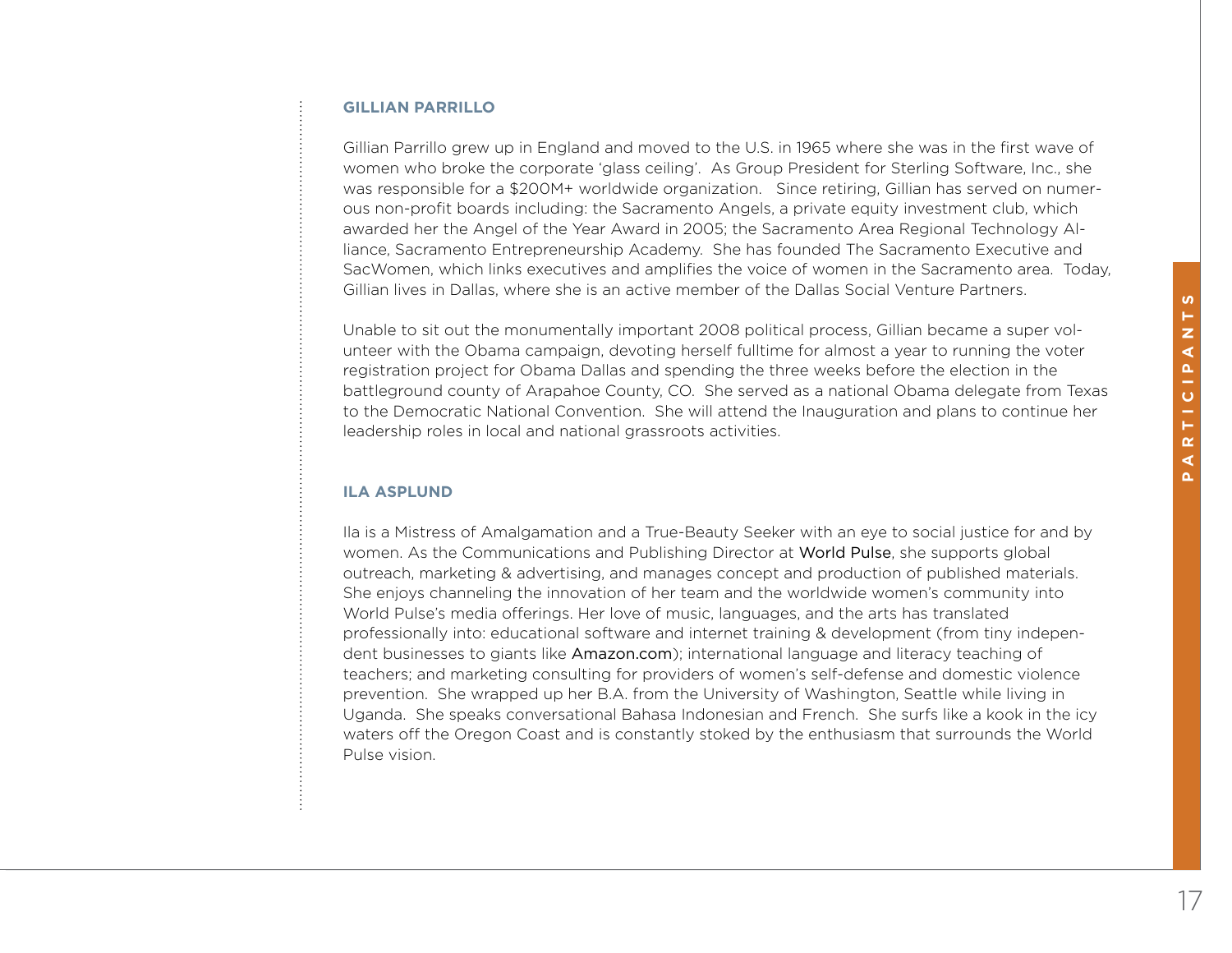## GILLIAN PARRILLO

Gillian Parrillo grew up in England and moved to the U.S. in 1965 where she was in the first wave of women who broke the corporate 'glass ceiling'. As Group President for Sterling Software, Inc., she was responsible for a $200M+ worldwide organization. Since retiring, Gillian has served on numerous non-profit boards including: the Sacramento Angels, a private equity investment club, which awarded her the Angel of the Year Award in 2005; the Sacramento Area Regional Technology Alliance, Sacramento Entrepreneurship Academy. She has founded The Sacramento Executive and SacWomen, which links executives and amplifies the voice of women in the Sacramento area. Today, Gillian lives in Dallas, where she is an active member of the Dallas Social Venture Partners.

Unable to sit out the monumentally important 2008 political process, Gillian became a super volunteer with the Obama campaign, devoting herself fulltime for almost a year to running the voter registration project for Obama Dallas and spending the three weeks before the election in the battleground county of Arapahoe County, CO. She served as a national Obama delegate from Texas to the Democratic National Convention. She will attend the Inauguration and plans to continue her leadership roles in local and national grassroots activities.

## ILA ASPLUND

Ila is a Mistress of Amalgamation and a True-Beauty Seeker with an eye to social justice for and by women. As the Communications and Publishing Director at World Pulse, she supports global outreach, marketing & advertising, and manages concept and production of published materials. She enjoys channeling the innovation of her team and the worldwide women's community into World Pulse's media offerings. Her love of music, languages, and the arts has translated professionally into: educational software and internet training & development (from tiny independent businesses to giants like Amazon.com); international language and literacy teaching of teachers; and marketing consulting for providers of women's self-defense and domestic violence prevention. She wrapped up her B.A. from the University of Washington, Seattle while living in Uganda. She speaks conversational Bahasa Indonesian and French. She surfs like a kook in the icy waters off the Oregon Coast and is constantly stoked by the enthusiasm that surrounds the World Pulse vision.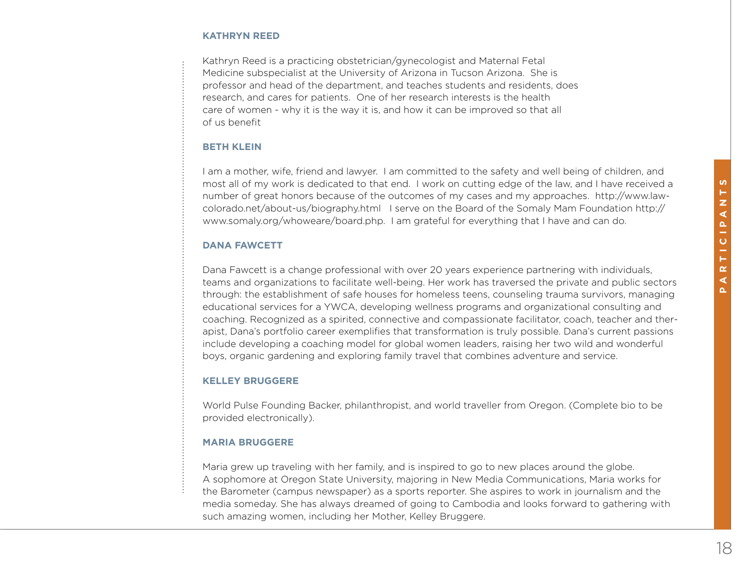### KATHRYN REED

Kathryn Reed is a practicing obstetrician/gynecologist and Maternal Fetal Medicine subspecialist at the University of Arizona in Tucson Arizona. She is professor and head of the department, and teaches students and residents, does research, and cares for patients. One of her research interests is the health care of women - why it is the way it is, and how it can be improved so that all of us benefit

### BETH KLEIN

I am a mother, wife, friend and lawyer. I am committed to the safety and well being of children, and most all of my work is dedicated to that end. I work on cutting edge of the law, and I have received a number of great honors because of the outcomes of my cases and my approaches. http://www.law-colorado.net/about-us/biography.html I serve on the Board of the Somaly Mam Foundation http://www.somaly.org/whoweare/board.php. I am grateful for everything that I have and can do.

### DANA FAWCETT

Dana Fawcett is a change professional with over 20 years experience partnering with individuals, teams and organizations to facilitate well-being. Her work has traversed the private and public sectors through: the establishment of safe houses for homeless teens, counseling trauma survivors, managing educational services for a YWCA, developing wellness programs and organizational consulting and coaching. Recognized as a spirited, connective and compassionate facilitator, coach, teacher and therapist, Dana's portfolio career exemplifies that transformation is truly possible. Dana's current passions include developing a coaching model for global women leaders, raising her two wild and wonderful boys, organic gardening and exploring family travel that combines adventure and service.

### KELLEY BRUGGERE

World Pulse Founding Backer, philanthropist, and world traveller from Oregon. (Complete bio to be provided electronically).

### MARIA BRUGGERE

Maria grew up traveling with her family, and is inspired to go to new places around the globe. A sophomore at Oregon State University, majoring in New Media Communications, Maria works for the Barometer (campus newspaper) as a sports reporter. She aspires to work in journalism and the media someday. She has always dreamed of going to Cambodia and looks forward to gathering with such amazing women, including her Mother, Kelley Bruggere.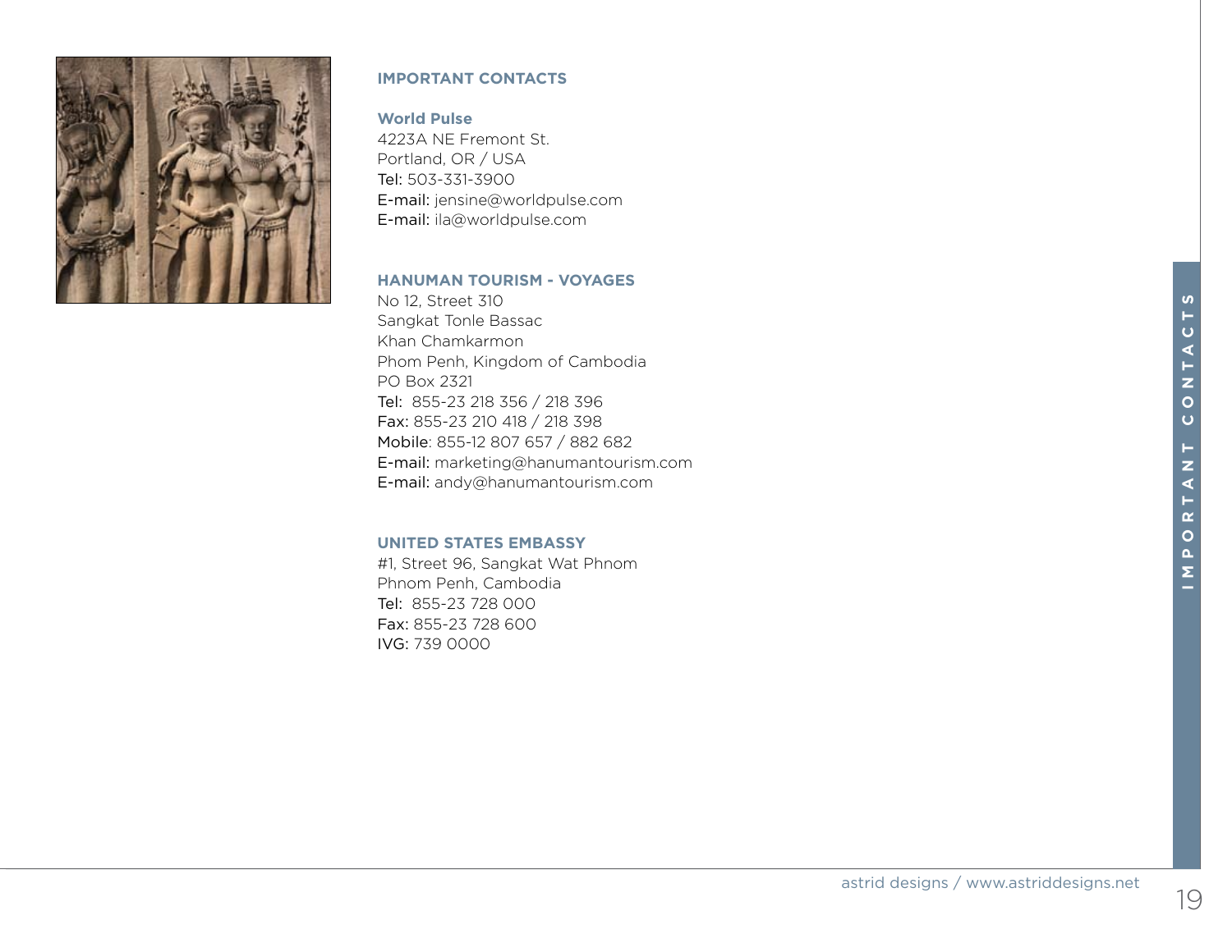## IMPORTANT CONTACTS

### World Pulse

4223A NE Fremont St.
Portland, OR / USA
Tel: 503-331-3900
E-mail: jensine@worldpulse.com
E-mail: ila@worldpulse.com

### HANUMAN TOURISM - VOYAGES

No 12, Street 310
Sangkat Tonle Bassac
Khan Chamkarmon
Phom Penh, Kingdom of Cambodia
PO Box 2321
Tel: 855-23 218 356 / 218 396
Fax: 855-23 210 418 / 218 398
Mobile: 855-12 807 657 / 882 682
E-mail: marketing@hanumantourism.com
E-mail: andy@hanumantourism.com

### UNITED STATES EMBASSY

#1, Street 96, Sangkat Wat Phnom
Phnom Penh, Cambodia
Tel: 855-23 728 000
Fax: 855-23 728 600
IVG: 739 0000